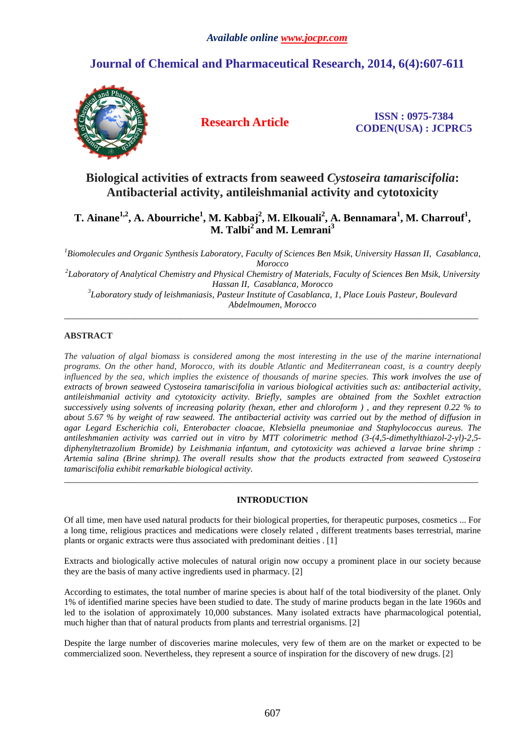Available online www.jocpr.com

# Journal of Chemical and Pharmaceutical Research, 2014, 6(4):607-611

**Research Article**

**ISSN : 0975-7384**
**CODEN(USA) : JCPRC5**

# Biological activities of extracts from seaweed *Cystoseira tamariscifolia*: Antibacterial activity, antileishmanial activity and cytotoxicity

**T. Ainane[1,2], A. Abourriche[1], M. Kabbaj[2], M. Elkouali[2], A. Bennamara[1], M. Charrouf[1], M. Talbi[2] and M. Lemrani[3]**

*[1]Biomolecules and Organic Synthesis Laboratory, Faculty of Sciences Ben Msik, University Hassan II, Casablanca, Morocco*
*[2]Laboratory of Analytical Chemistry and Physical Chemistry of Materials, Faculty of Sciences Ben Msik, University Hassan II, Casablanca, Morocco*
*[3]Laboratory study of leishmaniasis, Pasteur Institute of Casablanca, 1, Place Louis Pasteur, Boulevard Abdelmoumen, Morocco*

---

## ABSTRACT

*The valuation of algal biomass is considered among the most interesting in the use of the marine international programs. On the other hand, Morocco, with its double Atlantic and Mediterranean coast, is a country deeply influenced by the sea, which implies the existence of thousands of marine species. This work involves the use of extracts of brown seaweed Cystoseira tamariscifolia in various biological activities such as: antibacterial activity, antileishmanial activity and cytotoxicity activity. Briefly, samples are obtained from the Soxhlet extraction successively using solvents of increasing polarity (hexan, ether and chloroform ) , and they represent 0.22 % to about 5.67 % by weight of raw seaweed. The antibacterial activity was carried out by the method of diffusion in agar Legard Escherichia coli, Enterobacter cloacae, Klebsiella pneumoniae and Staphylococcus aureus. The antileshmanien activity was carried out in vitro by MTT colorimetric method (3-(4,5-dimethylthiazol-2-yl)-2,5-diphenyltetrazolium Bromide) by Leishmania infantum, and cytotoxicity was achieved a larvae brine shrimp : Artemia salina (Brine shrimp). The overall results show that the products extracted from seaweed Cystoseira tamariscifolia exhibit remarkable biological activity.*

---

## INTRODUCTION

Of all time, men have used natural products for their biological properties, for therapeutic purposes, cosmetics ... For a long time, religious practices and medications were closely related , different treatments bases terrestrial, marine plants or organic extracts were thus associated with predominant deities . [1]

Extracts and biologically active molecules of natural origin now occupy a prominent place in our society because they are the basis of many active ingredients used in pharmacy. [2]

According to estimates, the total number of marine species is about half of the total biodiversity of the planet. Only 1% of identified marine species have been studied to date. The study of marine products began in the late 1960s and led to the isolation of approximately 10,000 substances. Many isolated extracts have pharmacological potential, much higher than that of natural products from plants and terrestrial organisms. [2]

Despite the large number of discoveries marine molecules, very few of them are on the market or expected to be commercialized soon. Nevertheless, they represent a source of inspiration for the discovery of new drugs. [2]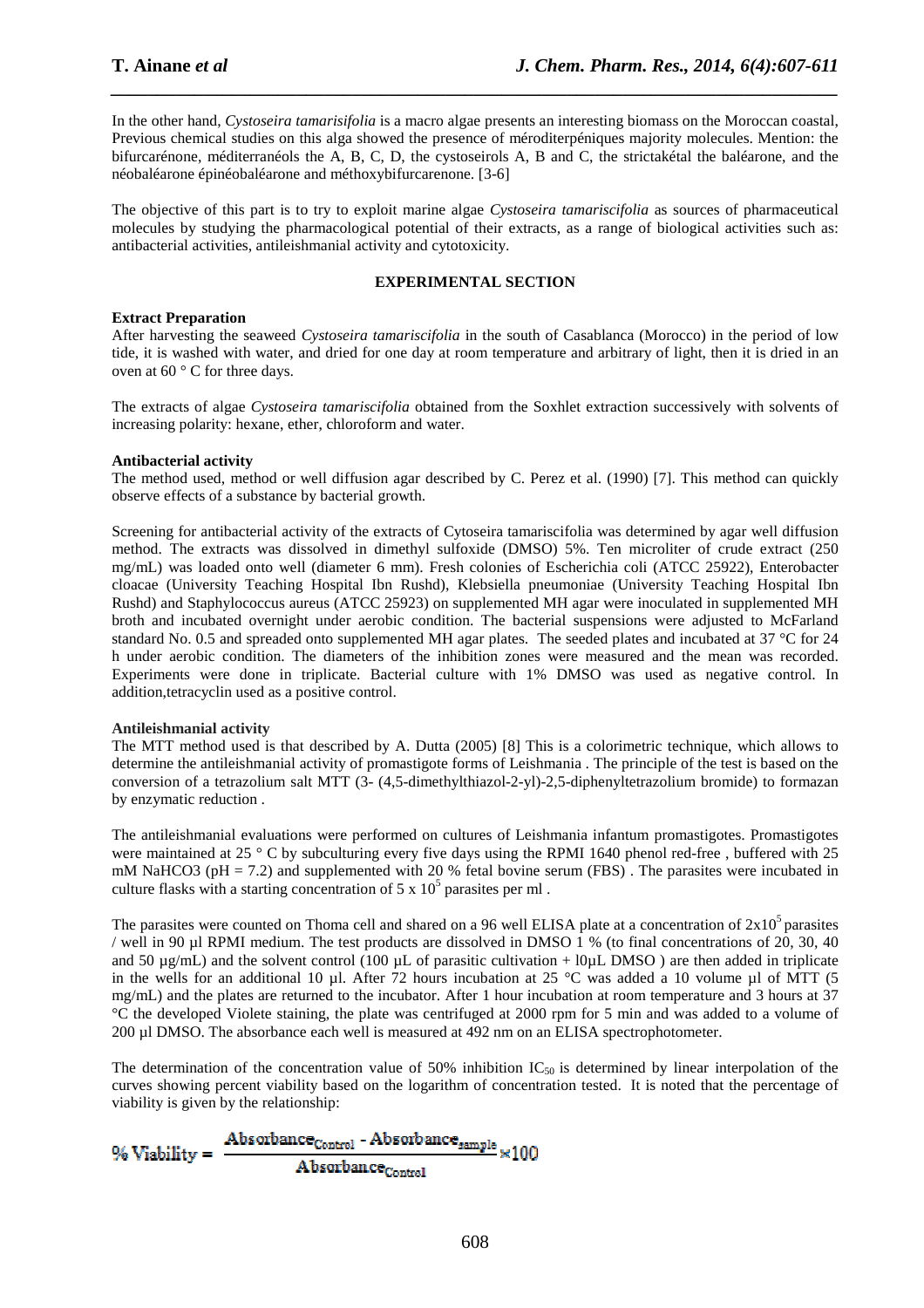In the other hand, *Cystoseira tamarisifolia* is a macro algae presents an interesting biomass on the Moroccan coastal, Previous chemical studies on this alga showed the presence of méroditerpéniques majority molecules. Mention: the bifurcarénone, méditerranéols the A, B, C, D, the cystoseirols A, B and C, the strictakétal the baléarone, and the néobaléarone épinéobaléarone and méthoxybifurcarenone. [3-6]

The objective of this part is to try to exploit marine algae *Cystoseira tamariscifolia* as sources of pharmaceutical molecules by studying the pharmacological potential of their extracts, as a range of biological activities such as: antibacterial activities, antileishmanial activity and cytotoxicity.

## EXPERIMENTAL SECTION

### Extract Preparation

After harvesting the seaweed *Cystoseira tamariscifolia* in the south of Casablanca (Morocco) in the period of low tide, it is washed with water, and dried for one day at room temperature and arbitrary of light, then it is dried in an oven at 60 ° C for three days.

The extracts of algae *Cystoseira tamariscifolia* obtained from the Soxhlet extraction successively with solvents of increasing polarity: hexane, ether, chloroform and water.

### Antibacterial activity

The method used, method or well diffusion agar described by C. Perez et al. (1990) [7]. This method can quickly observe effects of a substance by bacterial growth.

Screening for antibacterial activity of the extracts of Cytoseira tamariscifolia was determined by agar well diffusion method. The extracts was dissolved in dimethyl sulfoxide (DMSO) 5%. Ten microliter of crude extract (250 mg/mL) was loaded onto well (diameter 6 mm). Fresh colonies of Escherichia coli (ATCC 25922), Enterobacter cloacae (University Teaching Hospital Ibn Rushd), Klebsiella pneumoniae (University Teaching Hospital Ibn Rushd) and Staphylococcus aureus (ATCC 25923) on supplemented MH agar were inoculated in supplemented MH broth and incubated overnight under aerobic condition. The bacterial suspensions were adjusted to McFarland standard No. 0.5 and spreaded onto supplemented MH agar plates. The seeded plates and incubated at 37 °C for 24 h under aerobic condition. The diameters of the inhibition zones were measured and the mean was recorded. Experiments were done in triplicate. Bacterial culture with 1% DMSO was used as negative control. In addition,tetracyclin used as a positive control.

### Antileishmanial activity

The MTT method used is that described by A. Dutta (2005) [8] This is a colorimetric technique, which allows to determine the antileishmanial activity of promastigote forms of Leishmania . The principle of the test is based on the conversion of a tetrazolium salt MTT (3- (4,5-dimethylthiazol-2-yl)-2,5-diphenyltetrazolium bromide) to formazan by enzymatic reduction .

The antileishmanial evaluations were performed on cultures of Leishmania infantum promastigotes. Promastigotes were maintained at 25 ° C by subculturing every five days using the RPMI 1640 phenol red-free , buffered with 25 mM $NaHCO_3$ (pH = 7.2) and supplemented with 20 % fetal bovine serum (FBS) . The parasites were incubated in culture flasks with a starting concentration of $5 \times 10^5$ parasites per ml .

The parasites were counted on Thoma cell and shared on a 96 well ELISA plate at a concentration of $2 \times 10^5$ parasites / well in 90 µl RPMI medium. The test products are dissolved in DMSO 1 % (to final concentrations of 20, 30, 40 and 50 µg/mL) and the solvent control (100 µL of parasitic cultivation + l0µL DMSO ) are then added in triplicate in the wells for an additional 10 µl. After 72 hours incubation at 25 °C was added a 10 volume µl of MTT (5 mg/mL) and the plates are returned to the incubator. After 1 hour incubation at room temperature and 3 hours at 37 °C the developed Violete staining, the plate was centrifuged at 2000 rpm for 5 min and was added to a volume of 200 µl DMSO. The absorbance each well is measured at 492 nm on an ELISA spectrophotometer.

The determination of the concentration value of 50% inhibition $IC_{50}$ is determined by linear interpolation of the curves showing percent viability based on the logarithm of concentration tested. It is noted that the percentage of viability is given by the relationship:

$$\% \text{ Viability} = \frac{\text{Absorbance}_{\text{Control}} - \text{Absorbance}_{\text{sample}}}{\text{Absorbance}_{\text{Control}}} \times 100$$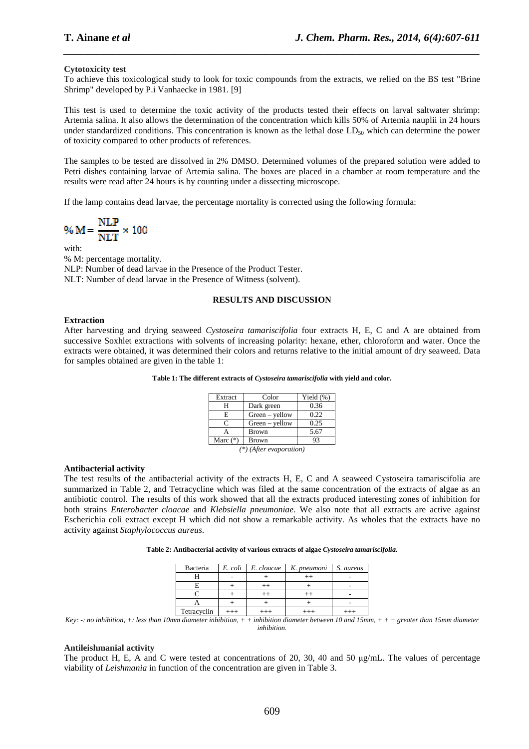**Cytotoxicity test**

To achieve this toxicological study to look for toxic compounds from the extracts, we relied on the BS test "Brine Shrimp" developed by P.i Vanhaecke in 1981. [9]

This test is used to determine the toxic activity of the products tested their effects on larval saltwater shrimp: Artemia salina. It also allows the determination of the concentration which kills 50% of Artemia nauplii in 24 hours under standardized conditions. This concentration is known as the lethal dose $LD_{50}$ which can determine the power of toxicity compared to other products of references.

The samples to be tested are dissolved in 2% DMSO. Determined volumes of the prepared solution were added to Petri dishes containing larvae of Artemia salina. The boxes are placed in a chamber at room temperature and the results were read after 24 hours is by counting under a dissecting microscope.

If the lamp contains dead larvae, the percentage mortality is corrected using the following formula:

$$\% M = \frac{NLP}{NLT} \times 100$$

with:

% M: percentage mortality.
NLP: Number of dead larvae in the Presence of the Product Tester.
NLT: Number of dead larvae in the Presence of Witness (solvent).

## RESULTS AND DISCUSSION

**Extraction**

After harvesting and drying seaweed *Cystoseira tamariscifolia* four extracts H, E, C and A are obtained from successive Soxhlet extractions with solvents of increasing polarity: hexane, ether, chloroform and water. Once the extracts were obtained, it was determined their colors and returns relative to the initial amount of dry seaweed. Data for samples obtained are given in the table 1:

**Table 1: The different extracts of *Cystoseira tamariscifolia* with yield and color.**

| Extract | Color | Yield (%) |
|---|---|---|
| H | Dark green | 0.36 |
| E | Green – yellow | 0.22 |
| C | Green – yellow | 0.25 |
| A | Brown | 5.67 |
| Marc (*) | Brown | 93 |

*(\*) (After evaporation)*

**Antibacterial activity**

The test results of the antibacterial activity of the extracts H, E, C and A seaweed Cystoseira tamariscifolia are summarized in Table 2, and Tetracycline which was filed at the same concentration of the extracts of algae as an antibiotic control. The results of this work showed that all the extracts produced interesting zones of inhibition for both strains *Enterobacter cloacae* and *Klebsiella pneumoniae*. We also note that all extracts are active against Escherichia coli extract except H which did not show a remarkable activity. As wholes that the extracts have no activity against *Staphylococcus aureus*.

**Table 2: Antibacterial activity of various extracts of algae *Cystoseira tamariscifolia*.**

| Bacteria | *E. coli* | *E. cloacae* | *K. pneumoni* | *S. aureus* |
|---|---|---|---|---|
| H | - | + | ++ | - |
| E | + | ++ | + | - |
| C | + | ++ | ++ | - |
| A | + | + | + | - |
| Tetracyclin | +++ | +++ | +++ | +++ |

*Key: -: no inhibition, +: less than 10mm diameter inhibition, + + inhibition diameter between 10 and 15mm, + + + greater than 15mm diameter inhibition.*

**Antileishmanial activity**

The product H, E, A and C were tested at concentrations of 20, 30, 40 and 50 μg/mL. The values of percentage viability of *Leishmania* in function of the concentration are given in Table 3.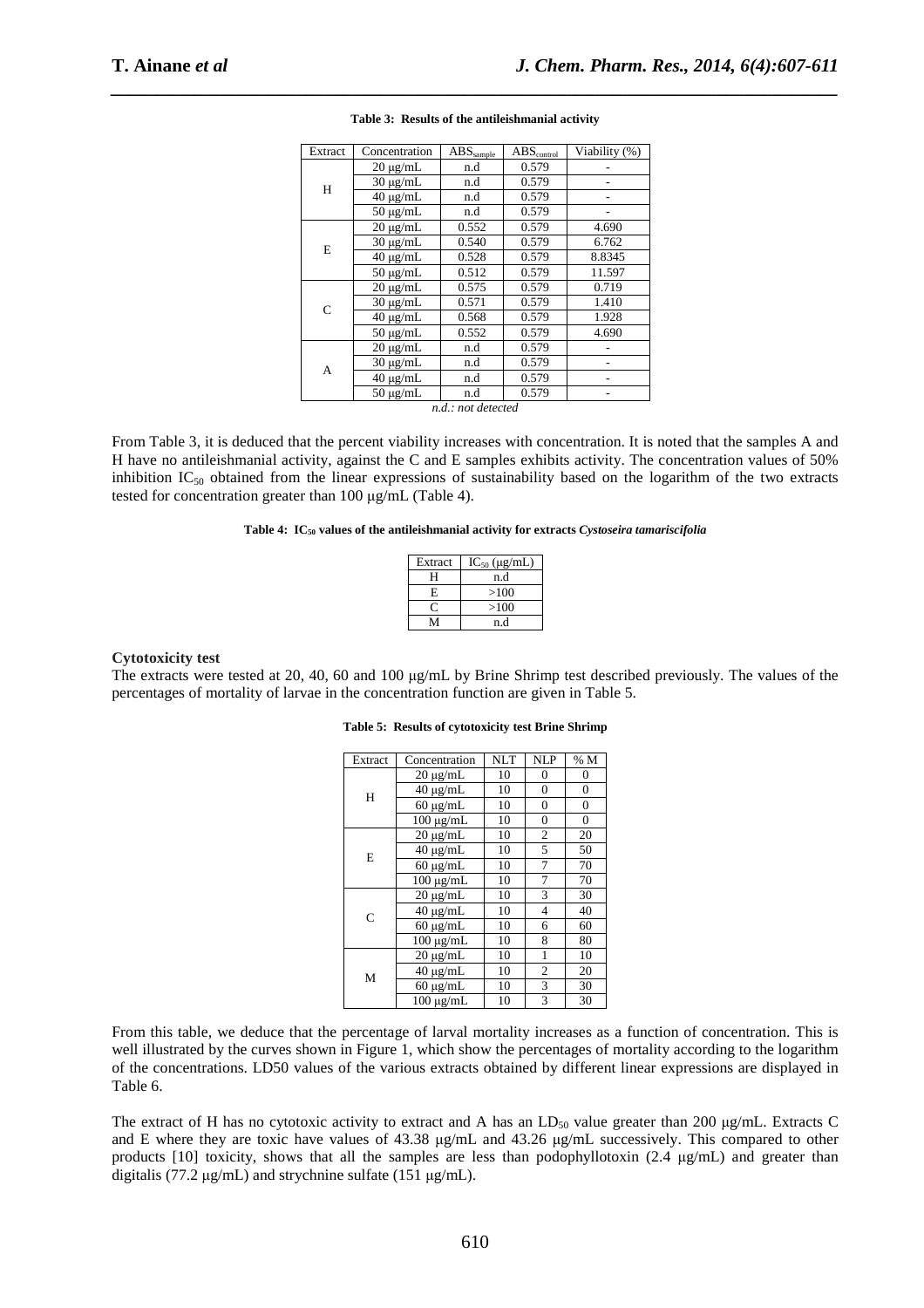**Table 3: Results of the antileishmanial activity**

| Extract | Concentration | $ABS_{sample}$ | $ABS_{control}$ | Viability (%) |
|---|---|---|---|---|
| H | 20 µg/mL | n.d | 0.579 | - |
| | 30 µg/mL | n.d | 0.579 | - |
| | 40 µg/mL | n.d | 0.579 | - |
| | 50 µg/mL | n.d | 0.579 | - |
| E | 20 µg/mL | 0.552 | 0.579 | 4.690 |
| | 30 µg/mL | 0.540 | 0.579 | 6.762 |
| | 40 µg/mL | 0.528 | 0.579 | 8.8345 |
| | 50 µg/mL | 0.512 | 0.579 | 11.597 |
| C | 20 µg/mL | 0.575 | 0.579 | 0.719 |
| | 30 µg/mL | 0.571 | 0.579 | 1.410 |
| | 40 µg/mL | 0.568 | 0.579 | 1.928 |
| | 50 µg/mL | 0.552 | 0.579 | 4.690 |
| A | 20 µg/mL | n.d | 0.579 | - |
| | 30 µg/mL | n.d | 0.579 | - |
| | 40 µg/mL | n.d | 0.579 | - |
| | 50 µg/mL | n.d | 0.579 | - |

*n.d.: not detected*

From Table 3, it is deduced that the percent viability increases with concentration. It is noted that the samples A and H have no antileishmanial activity, against the C and E samples exhibits activity. The concentration values of 50% inhibition $IC_{50}$ obtained from the linear expressions of sustainability based on the logarithm of the two extracts tested for concentration greater than 100 µg/mL (Table 4).

**Table 4: $IC_{50}$ values of the antileishmanial activity for extracts *Cystoseira tamariscifolia***

| Extract | $IC_{50}$ (µg/mL) |
|---|---|
| H | n.d |
| E | >100 |
| C | >100 |
| M | n.d |

**Cytotoxicity test**

The extracts were tested at 20, 40, 60 and 100 µg/mL by Brine Shrimp test described previously. The values of the percentages of mortality of larvae in the concentration function are given in Table 5.

**Table 5: Results of cytotoxicity test Brine Shrimp**

| Extract | Concentration | NLT | NLP | % M |
|---|---|---|---|---|
| H | 20 µg/mL | 10 | 0 | 0 |
| | 40 µg/mL | 10 | 0 | 0 |
| | 60 µg/mL | 10 | 0 | 0 |
| | 100 µg/mL | 10 | 0 | 0 |
| E | 20 µg/mL | 10 | 2 | 20 |
| | 40 µg/mL | 10 | 5 | 50 |
| | 60 µg/mL | 10 | 7 | 70 |
| | 100 µg/mL | 10 | 7 | 70 |
| C | 20 µg/mL | 10 | 3 | 30 |
| | 40 µg/mL | 10 | 4 | 40 |
| | 60 µg/mL | 10 | 6 | 60 |
| | 100 µg/mL | 10 | 8 | 80 |
| M | 20 µg/mL | 10 | 1 | 10 |
| | 40 µg/mL | 10 | 2 | 20 |
| | 60 µg/mL | 10 | 3 | 30 |
| | 100 µg/mL | 10 | 3 | 30 |

From this table, we deduce that the percentage of larval mortality increases as a function of concentration. This is well illustrated by the curves shown in Figure 1, which show the percentages of mortality according to the logarithm of the concentrations. LD50 values of the various extracts obtained by different linear expressions are displayed in Table 6.

The extract of H has no cytotoxic activity to extract and A has an $LD_{50}$ value greater than 200 µg/mL. Extracts C and E where they are toxic have values of 43.38 µg/mL and 43.26 µg/mL successively. This compared to other products [10] toxicity, shows that all the samples are less than podophyllotoxin (2.4 µg/mL) and greater than digitalis (77.2 µg/mL) and strychnine sulfate (151 µg/mL).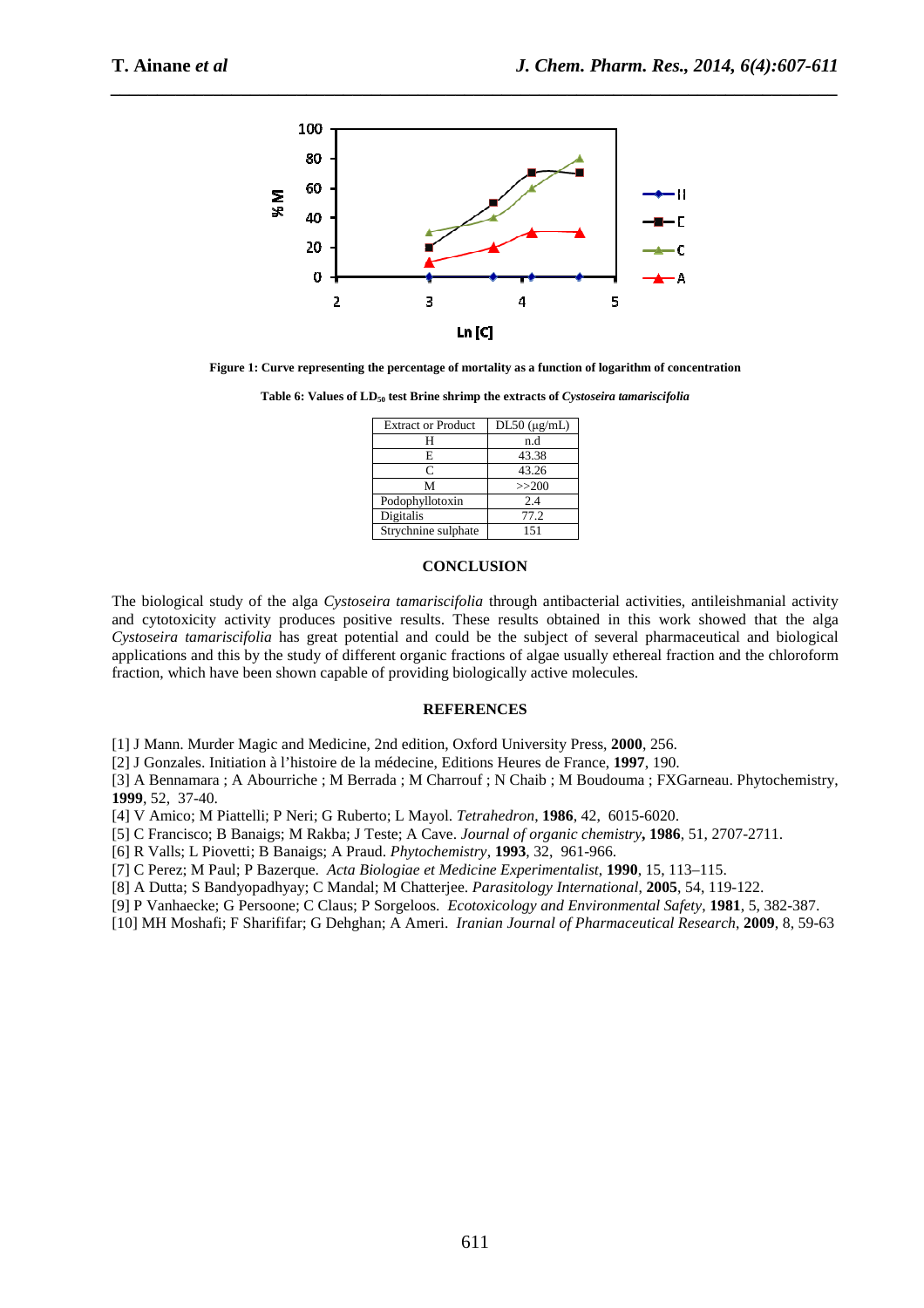100
80
60
40
20
0

% M

2
3
4
5

Ln [C]

H
E
C
A

**Figure 1: Curve representing the percentage of mortality as a function of logarithm of concentration**

**Table 6: Values of $LD_{50}$ test Brine shrimp the extracts of *Cystoseira tamariscifolia***

| Extract or Product | DL50 (µg/mL) |
|---|---|
| H | n.d |
| E | 43.38 |
| C | 43.26 |
| M | >>200 |
| Podophyllotoxin | 2.4 |
| Digitalis | 77.2 |
| Strychnine sulphate | 151 |

## CONCLUSION

The biological study of the alga *Cystoseira tamariscifolia* through antibacterial activities, antileishmanial activity and cytotoxicity activity produces positive results. These results obtained in this work showed that the alga *Cystoseira tamariscifolia* has great potential and could be the subject of several pharmaceutical and biological applications and this by the study of different organic fractions of algae usually ethereal fraction and the chloroform fraction, which have been shown capable of providing biologically active molecules.

## REFERENCES

[1] J Mann. Murder Magic and Medicine, 2nd edition, Oxford University Press, **2000**, 256.
[2] J Gonzales. Initiation à l'histoire de la médecine, Editions Heures de France, **1997**, 190.
[3] A Bennamara ; A Abourriche ; M Berrada ; M Charrouf ; N Chaib ; M Boudouma ; FXGarneau. Phytochemistry, **1999**, 52, 37-40.
[4] V Amico; M Piattelli; P Neri; G Ruberto; L Mayol. *Tetrahedron*, **1986**, 42, 6015-6020.
[5] C Francisco; B Banaigs; M Rakba; J Teste; A Cave. *Journal of organic chemistry***, 1986**, 51, 2707-2711.
[6] R Valls; L Piovetti; B Banaigs; A Praud. *Phytochemistry*, **1993**, 32, 961-966.
[7] C Perez; M Paul; P Bazerque. *Acta Biologiae et Medicine Experimentalist*, **1990**, 15, 113–115.
[8] A Dutta; S Bandyopadhyay; C Mandal; M Chatterjee. *Parasitology International*, **2005**, 54, 119-122.
[9] P Vanhaecke; G Persoone; C Claus; P Sorgeloos. *Ecotoxicology and Environmental Safety*, **1981**, 5, 382-387.
[10] MH Moshafi; F Sharififar; G Dehghan; A Ameri. *Iranian Journal of Pharmaceutical Research*, **2009**, 8, 59-63